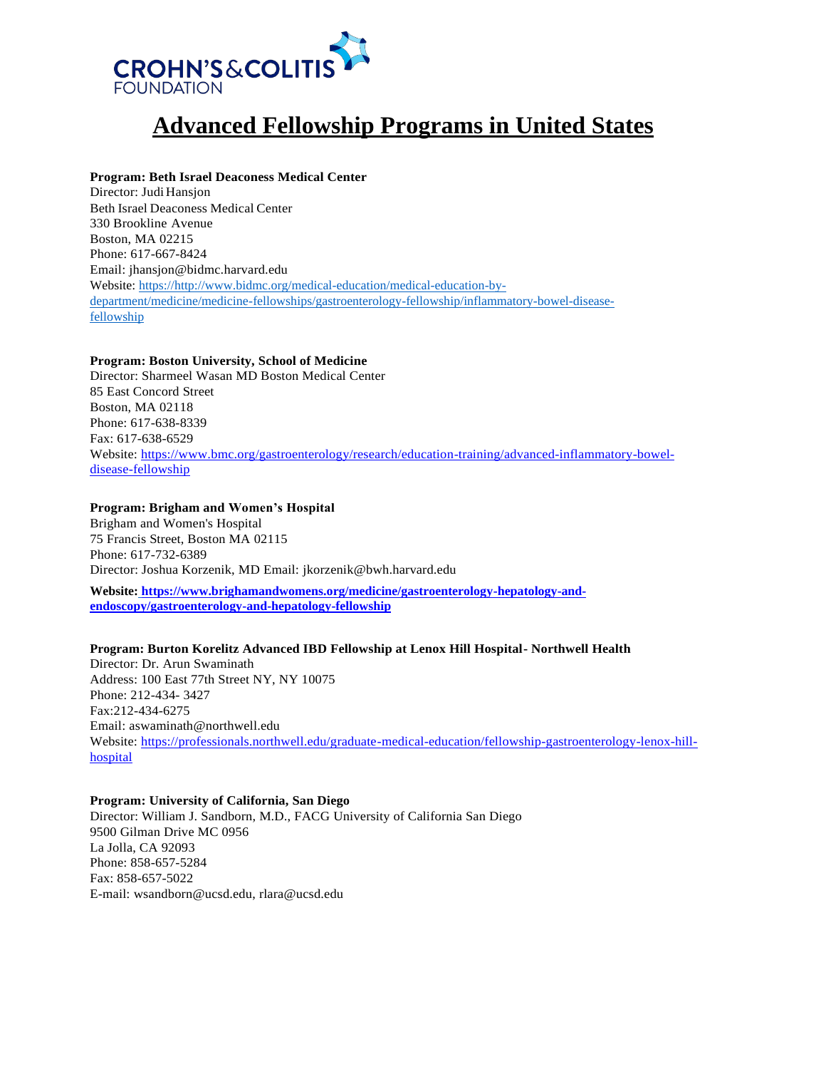CROHN'S & COLITIS FOUNDATION

# Advanced Fellowship Programs in United States

**Program: Beth Israel Deaconess Medical Center**
Director: Judi Hansjon
Beth Israel Deaconess Medical Center
330 Brookline Avenue
Boston, MA 02215
Phone: 617-667-8424
Email: jhansjon@bidmc.harvard.edu
Website: https://http://www.bidmc.org/medical-education/medical-education-by-department/medicine/medicine-fellowships/gastroenterology-fellowship/inflammatory-bowel-disease-fellowship

**Program: Boston University, School of Medicine**
Director: Sharmeel Wasan MD Boston Medical Center
85 East Concord Street
Boston, MA 02118
Phone: 617-638-8339
Fax: 617-638-6529
Website: https://www.bmc.org/gastroenterology/research/education-training/advanced-inflammatory-bowel-disease-fellowship

**Program: Brigham and Women's Hospital**
Brigham and Women's Hospital
75 Francis Street, Boston MA 02115
Phone: 617-732-6389
Director: Joshua Korzenik, MD Email: jkorzenik@bwh.harvard.edu

**Website: https://www.brighamandwomens.org/medicine/gastroenterology-hepatology-and-endoscopy/gastroenterology-and-hepatology-fellowship**

**Program: Burton Korelitz Advanced IBD Fellowship at Lenox Hill Hospital- Northwell Health**
Director: Dr. Arun Swaminath
Address: 100 East 77th Street NY, NY 10075
Phone: 212-434- 3427
Fax:212-434-6275
Email: aswaminath@northwell.edu
Website: https://professionals.northwell.edu/graduate-medical-education/fellowship-gastroenterology-lenox-hill-hospital

**Program: University of California, San Diego**
Director: William J. Sandborn, M.D., FACG University of California San Diego
9500 Gilman Drive MC 0956
La Jolla, CA 92093
Phone: 858-657-5284
Fax: 858-657-5022
E-mail: wsandborn@ucsd.edu, rlara@ucsd.edu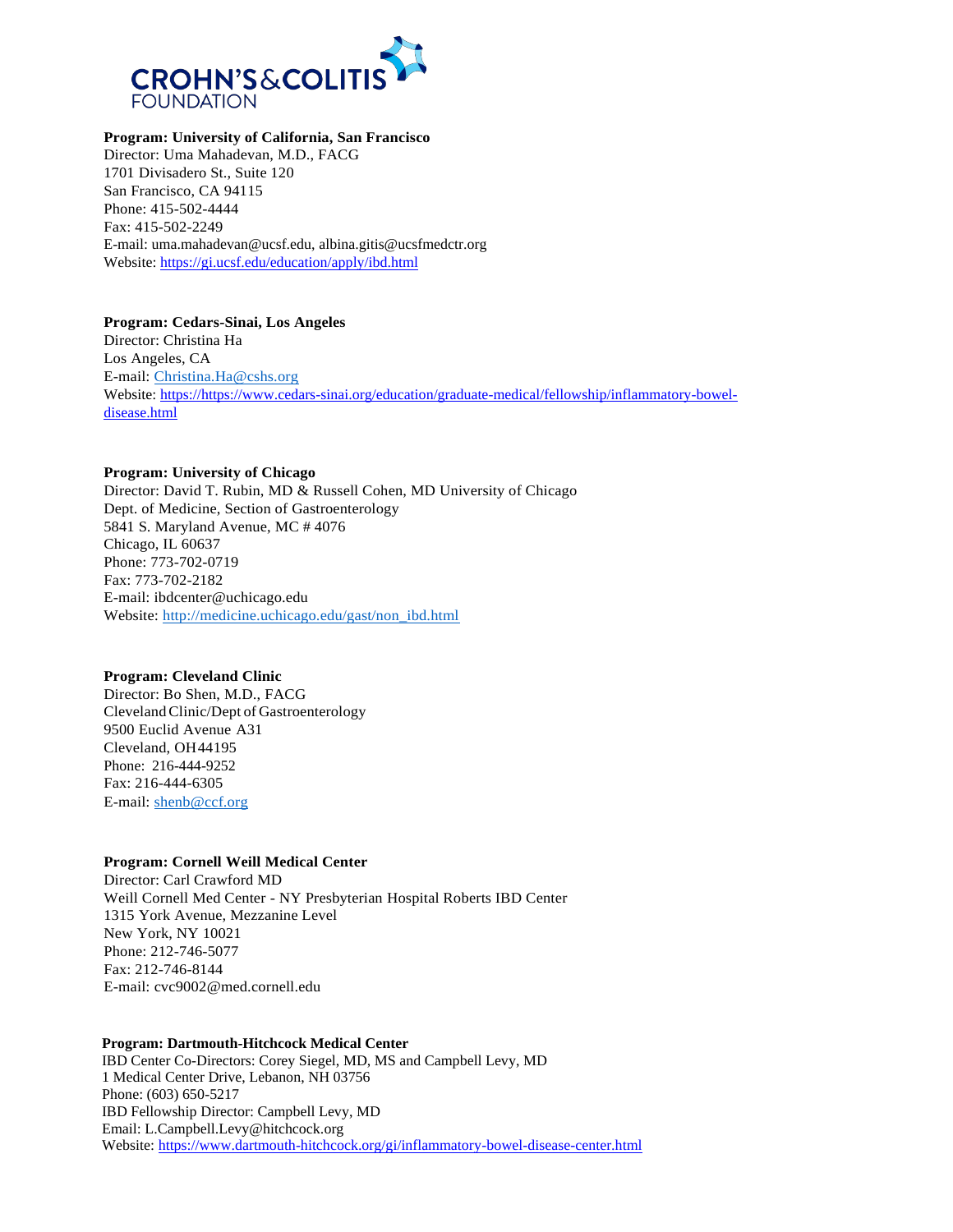**Program: University of California, San Francisco**
Director: Uma Mahadevan, M.D., FACG
1701 Divisadero St., Suite 120
San Francisco, CA 94115
Phone: 415-502-4444
Fax: 415-502-2249
E-mail: uma.mahadevan@ucsf.edu, albina.gitis@ucsfmedctr.org
Website: https://gi.ucsf.edu/education/apply/ibd.html

**Program: Cedars-Sinai, Los Angeles**
Director: Christina Ha
Los Angeles, CA
E-mail: Christina.Ha@cshs.org
Website: https://https://www.cedars-sinai.org/education/graduate-medical/fellowship/inflammatory-bowel-disease.html

**Program: University of Chicago**
Director: David T. Rubin, MD & Russell Cohen, MD University of Chicago
Dept. of Medicine, Section of Gastroenterology
5841 S. Maryland Avenue, MC # 4076
Chicago, IL 60637
Phone: 773-702-0719
Fax: 773-702-2182
E-mail: ibdcenter@uchicago.edu
Website: http://medicine.uchicago.edu/gast/non_ibd.html

**Program: Cleveland Clinic**
Director: Bo Shen, M.D., FACG
Cleveland Clinic/Dept of Gastroenterology
9500 Euclid Avenue A31
Cleveland, OH 44195
Phone: 216-444-9252
Fax: 216-444-6305
E-mail: shenb@ccf.org

**Program: Cornell Weill Medical Center**
Director: Carl Crawford MD
Weill Cornell Med Center - NY Presbyterian Hospital Roberts IBD Center
1315 York Avenue, Mezzanine Level
New York, NY 10021
Phone: 212-746-5077
Fax: 212-746-8144
E-mail: cvc9002@med.cornell.edu

**Program: Dartmouth-Hitchcock Medical Center**
IBD Center Co-Directors: Corey Siegel, MD, MS and Campbell Levy, MD
1 Medical Center Drive, Lebanon, NH 03756
Phone: (603) 650-5217
IBD Fellowship Director: Campbell Levy, MD
Email: L.Campbell.Levy@hitchcock.org
Website: https://www.dartmouth-hitchcock.org/gi/inflammatory-bowel-disease-center.html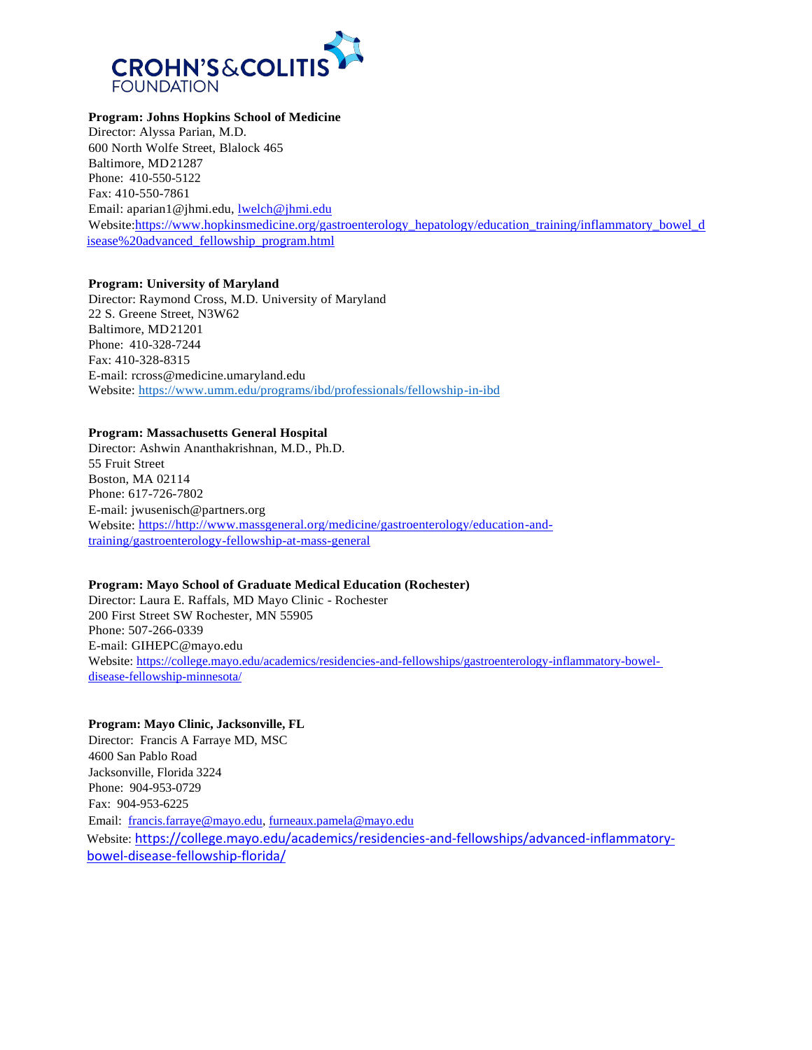**Program: Johns Hopkins School of Medicine**
Director: Alyssa Parian, M.D.
600 North Wolfe Street, Blalock 465
Baltimore, MD21287
Phone: 410-550-5122
Fax: 410-550-7861
Email: aparian1@jhmi.edu, lwelch@jhmi.edu
Website:https://www.hopkinsmedicine.org/gastroenterology_hepatology/education_training/inflammatory_bowel_disease%20advanced_fellowship_program.html

**Program: University of Maryland**
Director: Raymond Cross, M.D. University of Maryland
22 S. Greene Street, N3W62
Baltimore, MD21201
Phone: 410-328-7244
Fax: 410-328-8315
E-mail: rcross@medicine.umaryland.edu
Website: https://www.umm.edu/programs/ibd/professionals/fellowship-in-ibd

**Program: Massachusetts General Hospital**
Director: Ashwin Ananthakrishnan, M.D., Ph.D.
55 Fruit Street
Boston, MA 02114
Phone: 617-726-7802
E-mail: jwusenisch@partners.org
Website: https://http://www.massgeneral.org/medicine/gastroenterology/education-and-training/gastroenterology-fellowship-at-mass-general

**Program: Mayo School of Graduate Medical Education (Rochester)**
Director: Laura E. Raffals, MD Mayo Clinic - Rochester
200 First Street SW Rochester, MN 55905
Phone: 507-266-0339
E-mail: GIHEPC@mayo.edu
Website: https://college.mayo.edu/academics/residencies-and-fellowships/gastroenterology-inflammatory-bowel-disease-fellowship-minnesota/

**Program: Mayo Clinic, Jacksonville, FL**
Director: Francis A Farraye MD, MSC
4600 San Pablo Road
Jacksonville, Florida 3224
Phone: 904-953-0729
Fax: 904-953-6225
Email: francis.farraye@mayo.edu, furneaux.pamela@mayo.edu
Website: https://college.mayo.edu/academics/residencies-and-fellowships/advanced-inflammatory-bowel-disease-fellowship-florida/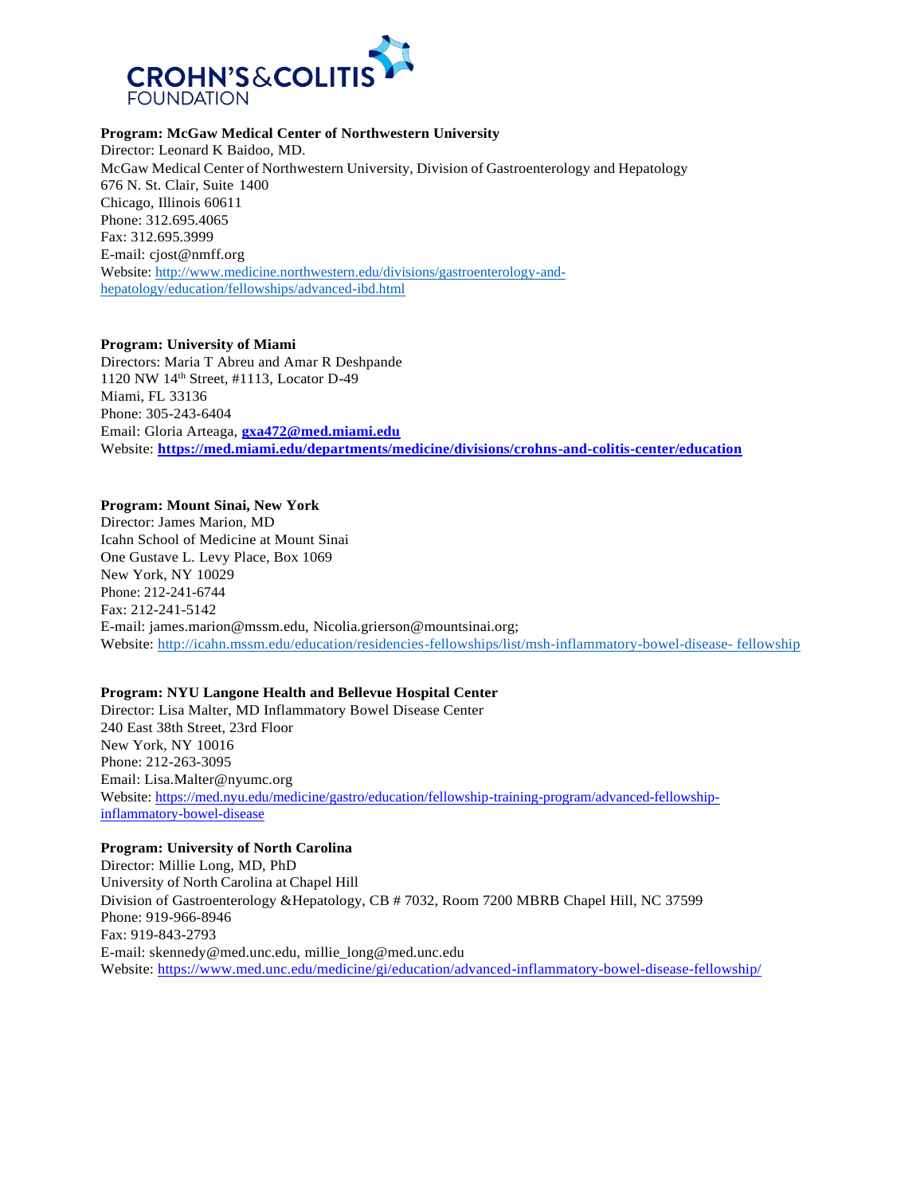**Program: McGaw Medical Center of Northwestern University**

Director: Leonard K Baidoo, MD.
McGaw Medical Center of Northwestern University, Division of Gastroenterology and Hepatology
676 N. St. Clair, Suite 1400
Chicago, Illinois 60611
Phone: 312.695.4065
Fax: 312.695.3999
E-mail: cjost@nmff.org
Website: http://www.medicine.northwestern.edu/divisions/gastroenterology-and-hepatology/education/fellowships/advanced-ibd.html

**Program: University of Miami**

Directors: Maria T Abreu and Amar R Deshpande
1120 NW 14th Street, #1113, Locator D-49
Miami, FL 33136
Phone: 305-243-6404
Email: Gloria Arteaga, **gxa472@med.miami.edu**
Website: **https://med.miami.edu/departments/medicine/divisions/crohns-and-colitis-center/education**

**Program: Mount Sinai, New York**

Director: James Marion, MD
Icahn School of Medicine at Mount Sinai
One Gustave L. Levy Place, Box 1069
New York, NY 10029
Phone: 212-241-6744
Fax: 212-241-5142
E-mail: james.marion@mssm.edu, Nicolia.grierson@mountsinai.org;
Website: http://icahn.mssm.edu/education/residencies-fellowships/list/msh-inflammatory-bowel-disease- fellowship

**Program: NYU Langone Health and Bellevue Hospital Center**

Director: Lisa Malter, MD Inflammatory Bowel Disease Center
240 East 38th Street, 23rd Floor
New York, NY 10016
Phone: 212-263-3095
Email: Lisa.Malter@nyumc.org
Website: https://med.nyu.edu/medicine/gastro/education/fellowship-training-program/advanced-fellowship-inflammatory-bowel-disease

**Program: University of North Carolina**

Director: Millie Long, MD, PhD
University of North Carolina at Chapel Hill
Division of Gastroenterology &Hepatology, CB # 7032, Room 7200 MBRB Chapel Hill, NC 37599
Phone: 919-966-8946
Fax: 919-843-2793
E-mail: skennedy@med.unc.edu, millie_long@med.unc.edu
Website: https://www.med.unc.edu/medicine/gi/education/advanced-inflammatory-bowel-disease-fellowship/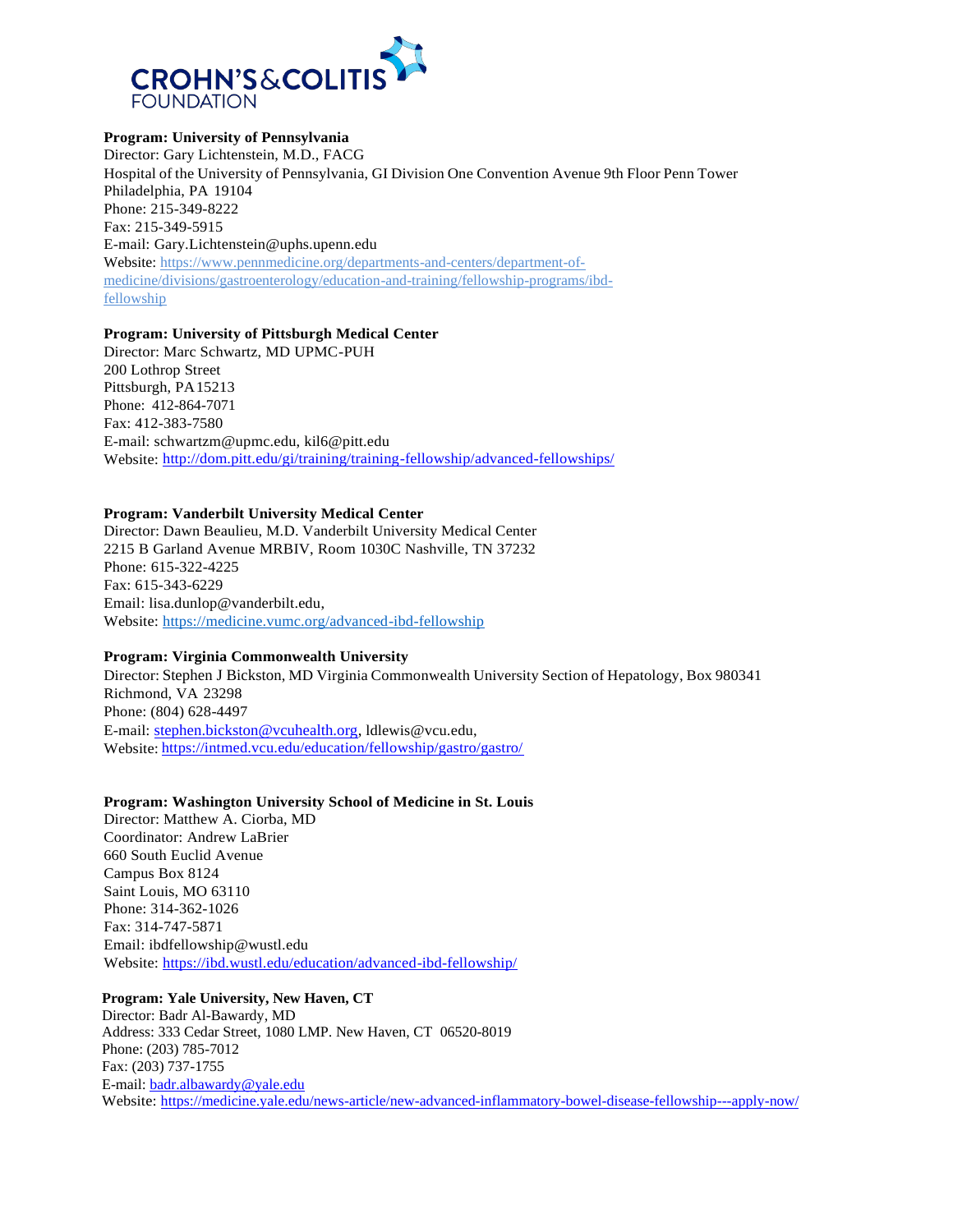**Program: University of Pennsylvania**
Director: Gary Lichtenstein, M.D., FACG
Hospital of the University of Pennsylvania, GI Division One Convention Avenue 9th Floor Penn Tower
Philadelphia, PA 19104
Phone: 215-349-8222
Fax: 215-349-5915
E-mail: Gary.Lichtenstein@uphs.upenn.edu
Website: https://www.pennmedicine.org/departments-and-centers/department-of-medicine/divisions/gastroenterology/education-and-training/fellowship-programs/ibd-fellowship

**Program: University of Pittsburgh Medical Center**
Director: Marc Schwartz, MD UPMC-PUH
200 Lothrop Street
Pittsburgh, PA 15213
Phone: 412-864-7071
Fax: 412-383-7580
E-mail: schwartzm@upmc.edu, kil6@pitt.edu
Website: http://dom.pitt.edu/gi/training/training-fellowship/advanced-fellowships/

**Program: Vanderbilt University Medical Center**
Director: Dawn Beaulieu, M.D. Vanderbilt University Medical Center
2215 B Garland Avenue MRBIV, Room 1030C Nashville, TN 37232
Phone: 615-322-4225
Fax: 615-343-6229
Email: lisa.dunlop@vanderbilt.edu,
Website: https://medicine.vumc.org/advanced-ibd-fellowship

**Program: Virginia Commonwealth University**
Director: Stephen J Bickston, MD Virginia Commonwealth University Section of Hepatology, Box 980341
Richmond, VA 23298
Phone: (804) 628-4497
E-mail: stephen.bickston@vcuhealth.org, ldlewis@vcu.edu,
Website: https://intmed.vcu.edu/education/fellowship/gastro/gastro/

**Program: Washington University School of Medicine in St. Louis**
Director: Matthew A. Ciorba, MD
Coordinator: Andrew LaBrier
660 South Euclid Avenue
Campus Box 8124
Saint Louis, MO 63110
Phone: 314-362-1026
Fax: 314-747-5871
Email: ibdfellowship@wustl.edu
Website: https://ibd.wustl.edu/education/advanced-ibd-fellowship/

**Program: Yale University, New Haven, CT**
Director: Badr Al-Bawardy, MD
Address: 333 Cedar Street, 1080 LMP. New Haven, CT 06520-8019
Phone: (203) 785-7012
Fax: (203) 737-1755
E-mail: badr.albawardy@yale.edu
Website: https://medicine.yale.edu/news-article/new-advanced-inflammatory-bowel-disease-fellowship---apply-now/